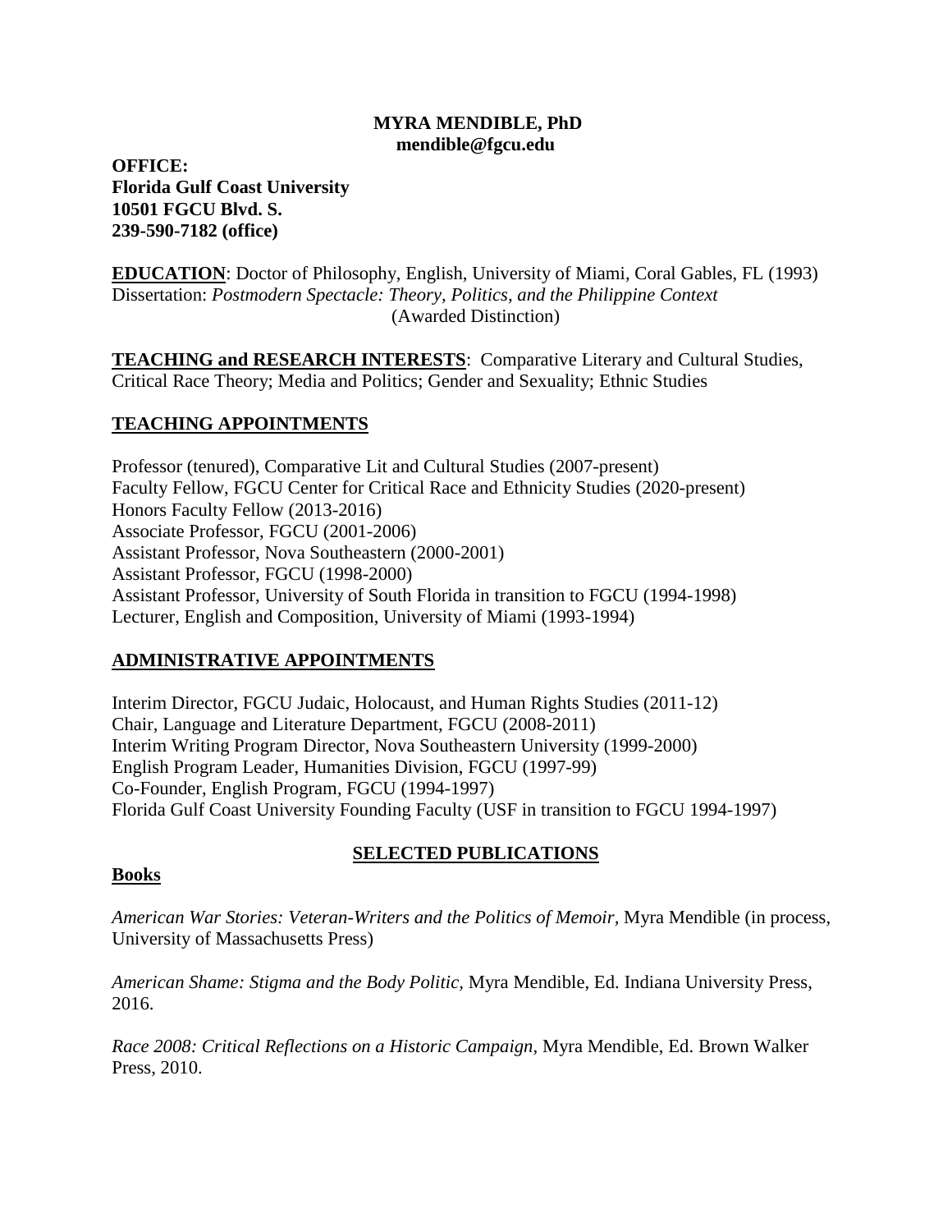**MYRA MENDIBLE, PhD**
**mendible@fgcu.edu**

**OFFICE:**
**Florida Gulf Coast University**
**10501 FGCU Blvd. S.**
**239-590-7182 (office)**

**EDUCATION**: Doctor of Philosophy, English, University of Miami, Coral Gables, FL (1993)
Dissertation: *Postmodern Spectacle: Theory, Politics, and the Philippine Context* (Awarded Distinction)

**TEACHING and RESEARCH INTERESTS**: Comparative Literary and Cultural Studies, Critical Race Theory; Media and Politics; Gender and Sexuality; Ethnic Studies

## TEACHING APPOINTMENTS

Professor (tenured), Comparative Lit and Cultural Studies (2007-present)
Faculty Fellow, FGCU Center for Critical Race and Ethnicity Studies (2020-present)
Honors Faculty Fellow (2013-2016)
Associate Professor, FGCU (2001-2006)
Assistant Professor, Nova Southeastern (2000-2001)
Assistant Professor, FGCU (1998-2000)
Assistant Professor, University of South Florida in transition to FGCU (1994-1998)
Lecturer, English and Composition, University of Miami (1993-1994)

## ADMINISTRATIVE APPOINTMENTS

Interim Director, FGCU Judaic, Holocaust, and Human Rights Studies (2011-12)
Chair, Language and Literature Department, FGCU (2008-2011)
Interim Writing Program Director, Nova Southeastern University (1999-2000)
English Program Leader, Humanities Division, FGCU (1997-99)
Co-Founder, English Program, FGCU (1994-1997)
Florida Gulf Coast University Founding Faculty (USF in transition to FGCU 1994-1997)

## SELECTED PUBLICATIONS

### Books

*American War Stories: Veteran-Writers and the Politics of Memoir,* Myra Mendible (in process, University of Massachusetts Press)

*American Shame: Stigma and the Body Politic*, Myra Mendible, Ed. Indiana University Press, 2016.

*Race 2008: Critical Reflections on a Historic Campaign*, Myra Mendible, Ed. Brown Walker Press, 2010.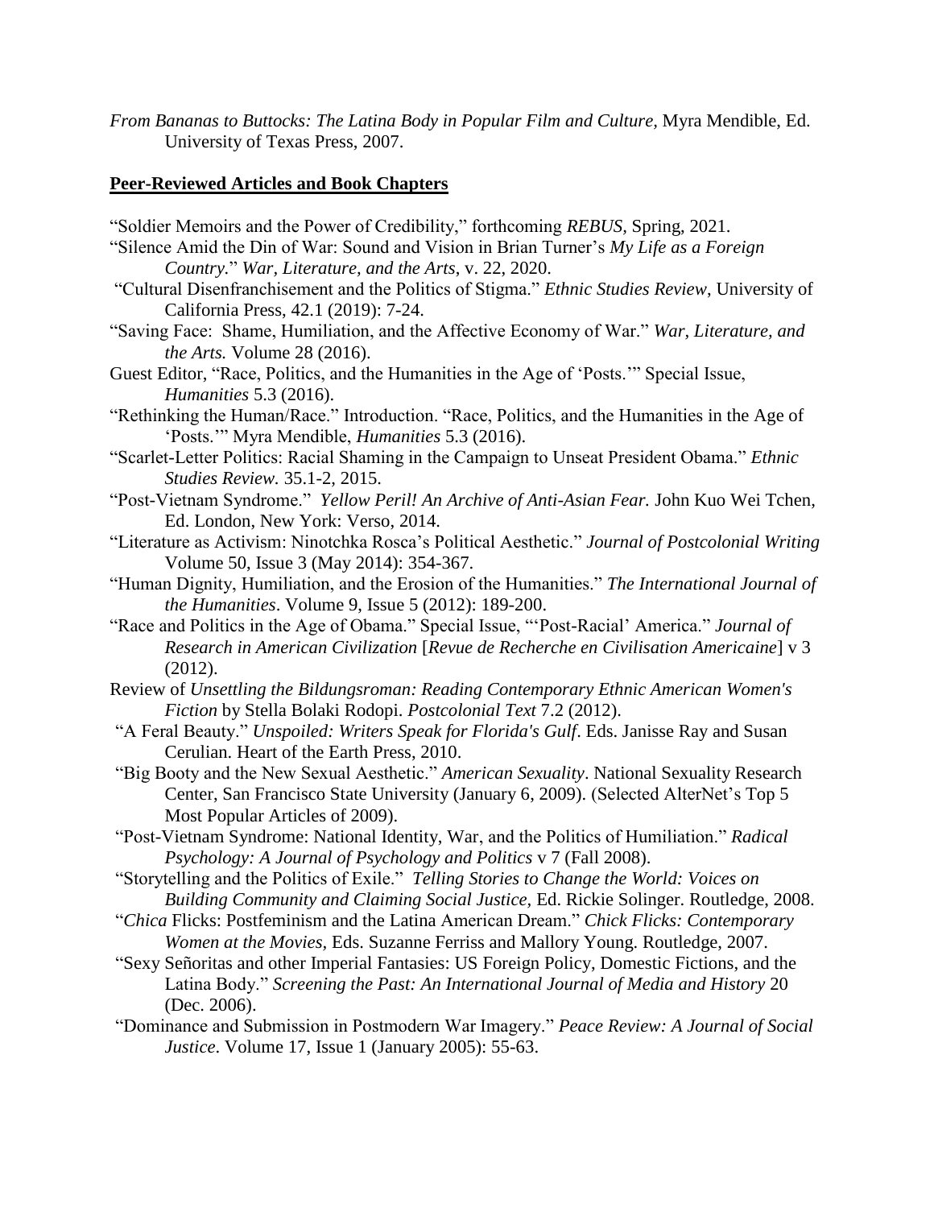*From Bananas to Buttocks: The Latina Body in Popular Film and Culture,* Myra Mendible, Ed. University of Texas Press, 2007.

## **Peer-Reviewed Articles and Book Chapters**

"Soldier Memoirs and the Power of Credibility," forthcoming *REBUS,* Spring, 2021.

"Silence Amid the Din of War: Sound and Vision in Brian Turner's *My Life as a Foreign Country.*" *War, Literature, and the Arts*, v. 22, 2020.

"Cultural Disenfranchisement and the Politics of Stigma." *Ethnic Studies Review*, University of California Press, 42.1 (2019): 7-24.

"Saving Face: Shame, Humiliation, and the Affective Economy of War." *War, Literature, and the Arts.* Volume 28 (2016).

Guest Editor, "Race, Politics, and the Humanities in the Age of 'Posts.'" Special Issue, *Humanities* 5.3 (2016).

"Rethinking the Human/Race." Introduction. "Race, Politics, and the Humanities in the Age of 'Posts.'" Myra Mendible, *Humanities* 5.3 (2016).

"Scarlet-Letter Politics: Racial Shaming in the Campaign to Unseat President Obama." *Ethnic Studies Review.* 35.1-2, 2015.

"Post-Vietnam Syndrome." *Yellow Peril! An Archive of Anti-Asian Fear.* John Kuo Wei Tchen, Ed. London, New York: Verso, 2014.

"Literature as Activism: Ninotchka Rosca's Political Aesthetic." *Journal of Postcolonial Writing* Volume 50, Issue 3 (May 2014): 354-367.

"Human Dignity, Humiliation, and the Erosion of the Humanities." *The International Journal of the Humanities*. Volume 9, Issue 5 (2012): 189-200.

"Race and Politics in the Age of Obama." Special Issue, "'Post-Racial' America." *Journal of Research in American Civilization* [*Revue de Recherche en Civilisation Americaine*] v 3 (2012).

Review of *Unsettling the Bildungsroman: Reading Contemporary Ethnic American Women's Fiction* by Stella Bolaki Rodopi. *Postcolonial Text* 7.2 (2012).

"A Feral Beauty." *Unspoiled: Writers Speak for Florida's Gulf*. Eds. Janisse Ray and Susan Cerulian. Heart of the Earth Press, 2010.

"Big Booty and the New Sexual Aesthetic." *American Sexuality*. National Sexuality Research Center, San Francisco State University (January 6, 2009). (Selected AlterNet's Top 5 Most Popular Articles of 2009).

"Post-Vietnam Syndrome: National Identity, War, and the Politics of Humiliation." *Radical Psychology: A Journal of Psychology and Politics* v 7 (Fall 2008).

"Storytelling and the Politics of Exile." *Telling Stories to Change the World: Voices on Building Community and Claiming Social Justice,* Ed. Rickie Solinger. Routledge, 2008.

"*Chica* Flicks: Postfeminism and the Latina American Dream." *Chick Flicks: Contemporary Women at the Movies,* Eds. Suzanne Ferriss and Mallory Young. Routledge, 2007.

"Sexy Señoritas and other Imperial Fantasies: US Foreign Policy, Domestic Fictions, and the Latina Body." *Screening the Past: An International Journal of Media and History* 20 (Dec. 2006).

"Dominance and Submission in Postmodern War Imagery." *Peace Review: A Journal of Social Justice*. Volume 17, Issue 1 (January 2005): 55-63.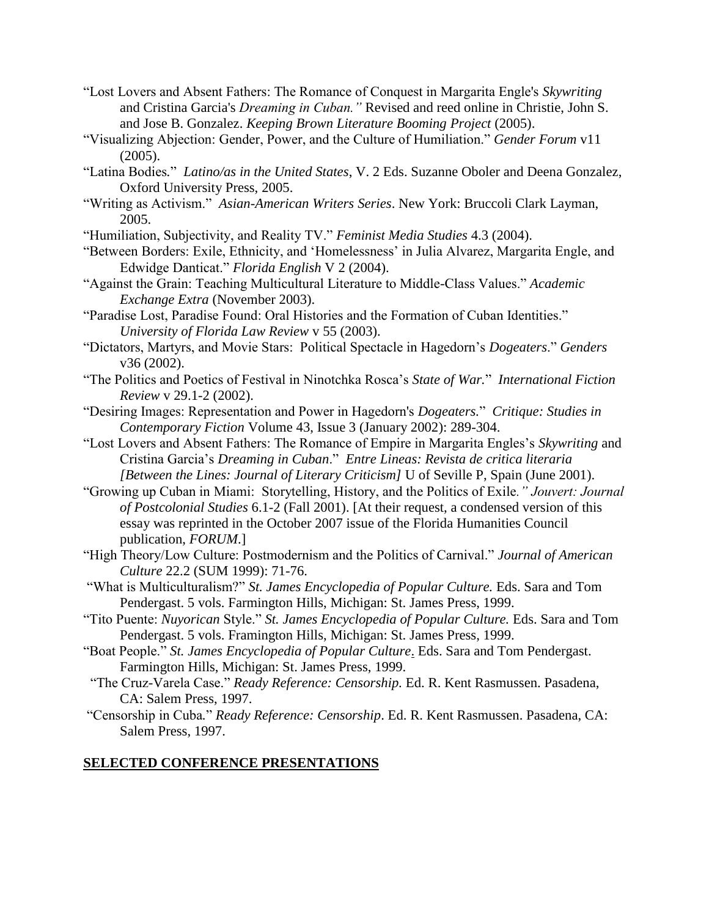"Lost Lovers and Absent Fathers: The Romance of Conquest in Margarita Engle's *Skywriting* and Cristina Garcia's *Dreaming in Cuban."* Revised and reed online in Christie, John S. and Jose B. Gonzalez. *Keeping Brown Literature Booming Project* (2005).

"Visualizing Abjection: Gender, Power, and the Culture of Humiliation." *Gender Forum* v11 (2005).

"Latina Bodies." *Latino/as in the United States*, V. 2 Eds. Suzanne Oboler and Deena Gonzalez, Oxford University Press, 2005.

"Writing as Activism." *Asian-American Writers Series*. New York: Bruccoli Clark Layman, 2005.

"Humiliation, Subjectivity, and Reality TV." *Feminist Media Studies* 4.3 (2004).

"Between Borders: Exile, Ethnicity, and 'Homelessness' in Julia Alvarez, Margarita Engle, and Edwidge Danticat." *Florida English* V 2 (2004).

"Against the Grain: Teaching Multicultural Literature to Middle-Class Values." *Academic Exchange Extra* (November 2003).

"Paradise Lost, Paradise Found: Oral Histories and the Formation of Cuban Identities." *University of Florida Law Review* v 55 (2003).

"Dictators, Martyrs, and Movie Stars: Political Spectacle in Hagedorn's *Dogeaters*." *Genders* v36 (2002).

"The Politics and Poetics of Festival in Ninotchka Rosca's *State of War.*" *International Fiction Review* v 29.1-2 (2002).

"Desiring Images: Representation and Power in Hagedorn's *Dogeaters.*" *Critique: Studies in Contemporary Fiction* Volume 43, Issue 3 (January 2002): 289-304.

"Lost Lovers and Absent Fathers: The Romance of Empire in Margarita Engles's *Skywriting* and Cristina Garcia's *Dreaming in Cuban*." *Entre Lineas: Revista de critica literaria [Between the Lines: Journal of Literary Criticism]* U of Seville P, Spain (June 2001).

"Growing up Cuban in Miami: Storytelling, History, and the Politics of Exile*." Jouvert: Journal of Postcolonial Studies* 6.1-2 (Fall 2001). [At their request, a condensed version of this essay was reprinted in the October 2007 issue of the Florida Humanities Council publication, *FORUM*.]

"High Theory/Low Culture: Postmodernism and the Politics of Carnival." *Journal of American Culture* 22.2 (SUM 1999): 71-76.

"What is Multiculturalism?" *St. James Encyclopedia of Popular Culture.* Eds. Sara and Tom Pendergast. 5 vols. Farmington Hills, Michigan: St. James Press, 1999.

"Tito Puente: *Nuyorican* Style." *St. James Encyclopedia of Popular Culture.* Eds. Sara and Tom Pendergast. 5 vols. Framington Hills, Michigan: St. James Press, 1999.

"Boat People." *St. James Encyclopedia of Popular Culture*. Eds. Sara and Tom Pendergast. Farmington Hills, Michigan: St. James Press, 1999.

"The Cruz-Varela Case." *Ready Reference: Censorship.* Ed. R. Kent Rasmussen. Pasadena, CA: Salem Press, 1997.

"Censorship in Cuba." *Ready Reference: Censorship*. Ed. R. Kent Rasmussen. Pasadena, CA: Salem Press, 1997.

## SELECTED CONFERENCE PRESENTATIONS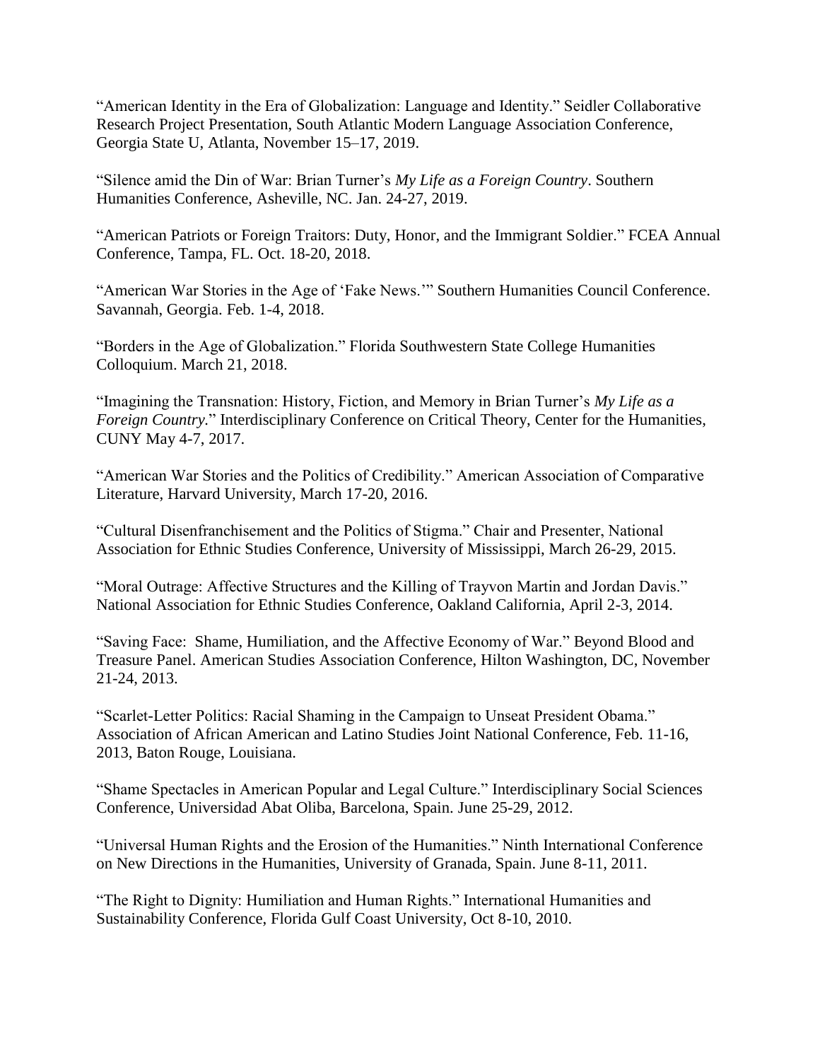"American Identity in the Era of Globalization: Language and Identity." Seidler Collaborative Research Project Presentation, South Atlantic Modern Language Association Conference, Georgia State U, Atlanta, November 15–17, 2019.

"Silence amid the Din of War: Brian Turner's *My Life as a Foreign Country*. Southern Humanities Conference, Asheville, NC. Jan. 24-27, 2019.

"American Patriots or Foreign Traitors: Duty, Honor, and the Immigrant Soldier." FCEA Annual Conference, Tampa, FL. Oct. 18-20, 2018.

"American War Stories in the Age of 'Fake News.'" Southern Humanities Council Conference. Savannah, Georgia. Feb. 1-4, 2018.

"Borders in the Age of Globalization." Florida Southwestern State College Humanities Colloquium. March 21, 2018.

"Imagining the Transnation: History, Fiction, and Memory in Brian Turner's *My Life as a Foreign Country.*" Interdisciplinary Conference on Critical Theory, Center for the Humanities, CUNY May 4-7, 2017.

"American War Stories and the Politics of Credibility." American Association of Comparative Literature, Harvard University, March 17-20, 2016.

"Cultural Disenfranchisement and the Politics of Stigma." Chair and Presenter, National Association for Ethnic Studies Conference, University of Mississippi, March 26-29, 2015.

"Moral Outrage: Affective Structures and the Killing of Trayvon Martin and Jordan Davis." National Association for Ethnic Studies Conference, Oakland California, April 2-3, 2014.

"Saving Face: Shame, Humiliation, and the Affective Economy of War." Beyond Blood and Treasure Panel. American Studies Association Conference, Hilton Washington, DC, November 21-24, 2013.

"Scarlet-Letter Politics: Racial Shaming in the Campaign to Unseat President Obama." Association of African American and Latino Studies Joint National Conference, Feb. 11-16, 2013, Baton Rouge, Louisiana.

"Shame Spectacles in American Popular and Legal Culture." Interdisciplinary Social Sciences Conference, Universidad Abat Oliba, Barcelona, Spain. June 25-29, 2012.

"Universal Human Rights and the Erosion of the Humanities." Ninth International Conference on New Directions in the Humanities, University of Granada, Spain. June 8-11, 2011.

"The Right to Dignity: Humiliation and Human Rights." International Humanities and Sustainability Conference, Florida Gulf Coast University, Oct 8-10, 2010.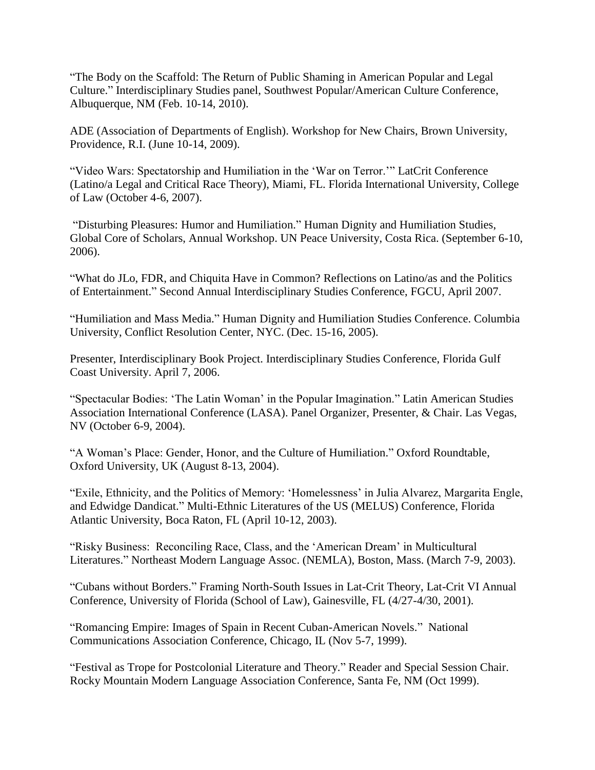"The Body on the Scaffold: The Return of Public Shaming in American Popular and Legal Culture." Interdisciplinary Studies panel, Southwest Popular/American Culture Conference, Albuquerque, NM (Feb. 10-14, 2010).

ADE (Association of Departments of English). Workshop for New Chairs, Brown University, Providence, R.I. (June 10-14, 2009).

"Video Wars: Spectatorship and Humiliation in the 'War on Terror.'" LatCrit Conference (Latino/a Legal and Critical Race Theory), Miami, FL. Florida International University, College of Law (October 4-6, 2007).

"Disturbing Pleasures: Humor and Humiliation." Human Dignity and Humiliation Studies, Global Core of Scholars, Annual Workshop. UN Peace University, Costa Rica. (September 6-10, 2006).

"What do JLo, FDR, and Chiquita Have in Common? Reflections on Latino/as and the Politics of Entertainment." Second Annual Interdisciplinary Studies Conference, FGCU, April 2007.

"Humiliation and Mass Media." Human Dignity and Humiliation Studies Conference. Columbia University, Conflict Resolution Center, NYC. (Dec. 15-16, 2005).

Presenter, Interdisciplinary Book Project. Interdisciplinary Studies Conference, Florida Gulf Coast University. April 7, 2006.

"Spectacular Bodies: 'The Latin Woman' in the Popular Imagination." Latin American Studies Association International Conference (LASA). Panel Organizer, Presenter, & Chair. Las Vegas, NV (October 6-9, 2004).

"A Woman's Place: Gender, Honor, and the Culture of Humiliation." Oxford Roundtable, Oxford University, UK (August 8-13, 2004).

"Exile, Ethnicity, and the Politics of Memory: 'Homelessness' in Julia Alvarez, Margarita Engle, and Edwidge Dandicat." Multi-Ethnic Literatures of the US (MELUS) Conference, Florida Atlantic University, Boca Raton, FL (April 10-12, 2003).

"Risky Business: Reconciling Race, Class, and the 'American Dream' in Multicultural Literatures." Northeast Modern Language Assoc. (NEMLA), Boston, Mass. (March 7-9, 2003).

"Cubans without Borders." Framing North-South Issues in Lat-Crit Theory, Lat-Crit VI Annual Conference, University of Florida (School of Law), Gainesville, FL (4/27-4/30, 2001).

"Romancing Empire: Images of Spain in Recent Cuban-American Novels." National Communications Association Conference, Chicago, IL (Nov 5-7, 1999).

"Festival as Trope for Postcolonial Literature and Theory." Reader and Special Session Chair. Rocky Mountain Modern Language Association Conference, Santa Fe, NM (Oct 1999).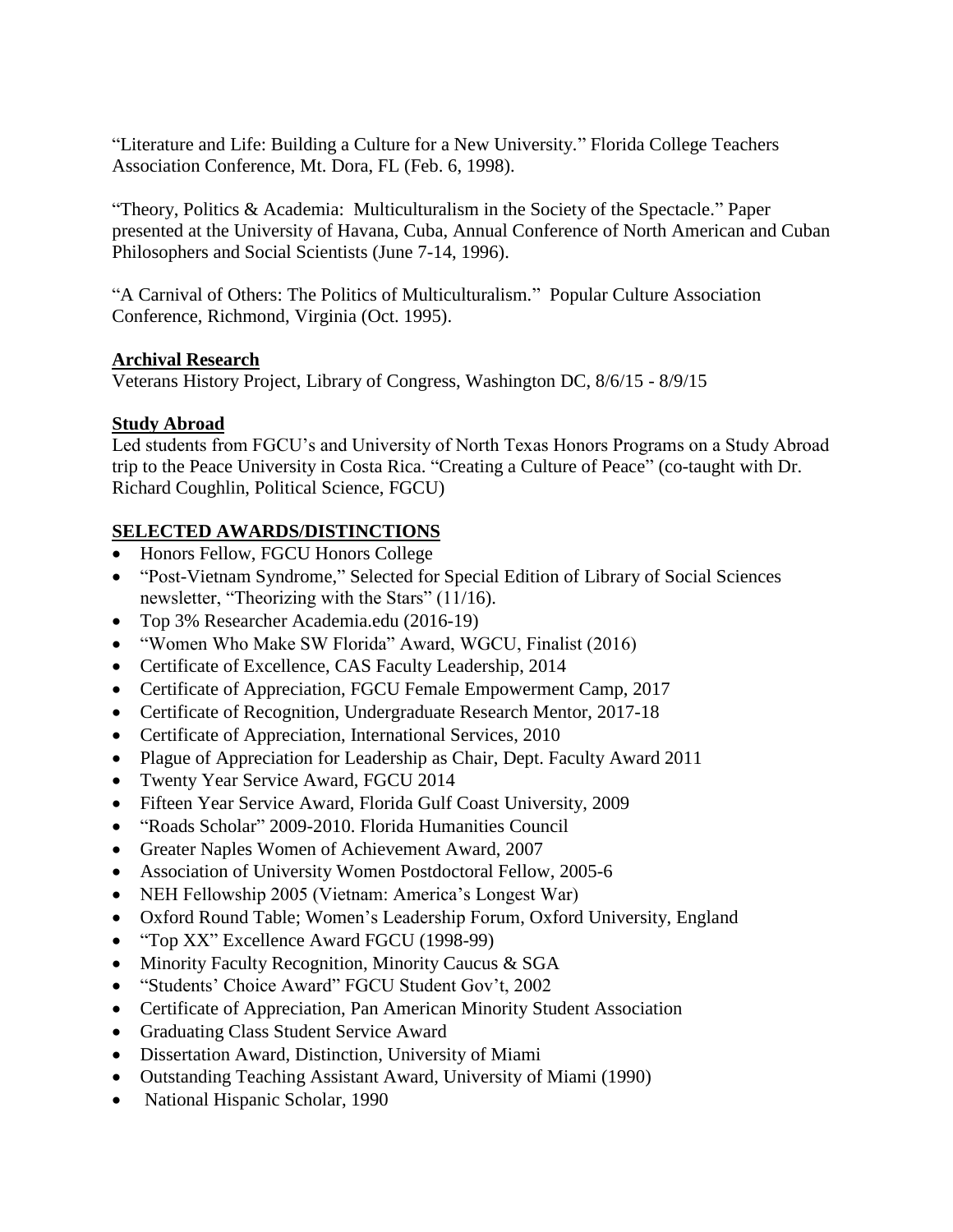"Literature and Life: Building a Culture for a New University." Florida College Teachers Association Conference, Mt. Dora, FL (Feb. 6, 1998).

"Theory, Politics & Academia: Multiculturalism in the Society of the Spectacle." Paper presented at the University of Havana, Cuba, Annual Conference of North American and Cuban Philosophers and Social Scientists (June 7-14, 1996).

"A Carnival of Others: The Politics of Multiculturalism." Popular Culture Association Conference, Richmond, Virginia (Oct. 1995).

**Archival Research**

Veterans History Project, Library of Congress, Washington DC, 8/6/15 - 8/9/15

**Study Abroad**

Led students from FGCU's and University of North Texas Honors Programs on a Study Abroad trip to the Peace University in Costa Rica. "Creating a Culture of Peace" (co-taught with Dr. Richard Coughlin, Political Science, FGCU)

## SELECTED AWARDS/DISTINCTIONS

- Honors Fellow, FGCU Honors College
- "Post-Vietnam Syndrome," Selected for Special Edition of Library of Social Sciences newsletter, "Theorizing with the Stars" (11/16).
- Top 3% Researcher Academia.edu (2016-19)
- "Women Who Make SW Florida" Award, WGCU, Finalist (2016)
- Certificate of Excellence, CAS Faculty Leadership, 2014
- Certificate of Appreciation, FGCU Female Empowerment Camp, 2017
- Certificate of Recognition, Undergraduate Research Mentor, 2017-18
- Certificate of Appreciation, International Services, 2010
- Plague of Appreciation for Leadership as Chair, Dept. Faculty Award 2011
- Twenty Year Service Award, FGCU 2014
- Fifteen Year Service Award, Florida Gulf Coast University, 2009
- "Roads Scholar" 2009-2010. Florida Humanities Council
- Greater Naples Women of Achievement Award, 2007
- Association of University Women Postdoctoral Fellow, 2005-6
- NEH Fellowship 2005 (Vietnam: America's Longest War)
- Oxford Round Table; Women's Leadership Forum, Oxford University, England
- "Top XX" Excellence Award FGCU (1998-99)
- Minority Faculty Recognition, Minority Caucus & SGA
- "Students' Choice Award" FGCU Student Gov't, 2002
- Certificate of Appreciation, Pan American Minority Student Association
- Graduating Class Student Service Award
- Dissertation Award, Distinction, University of Miami
- Outstanding Teaching Assistant Award, University of Miami (1990)
- National Hispanic Scholar, 1990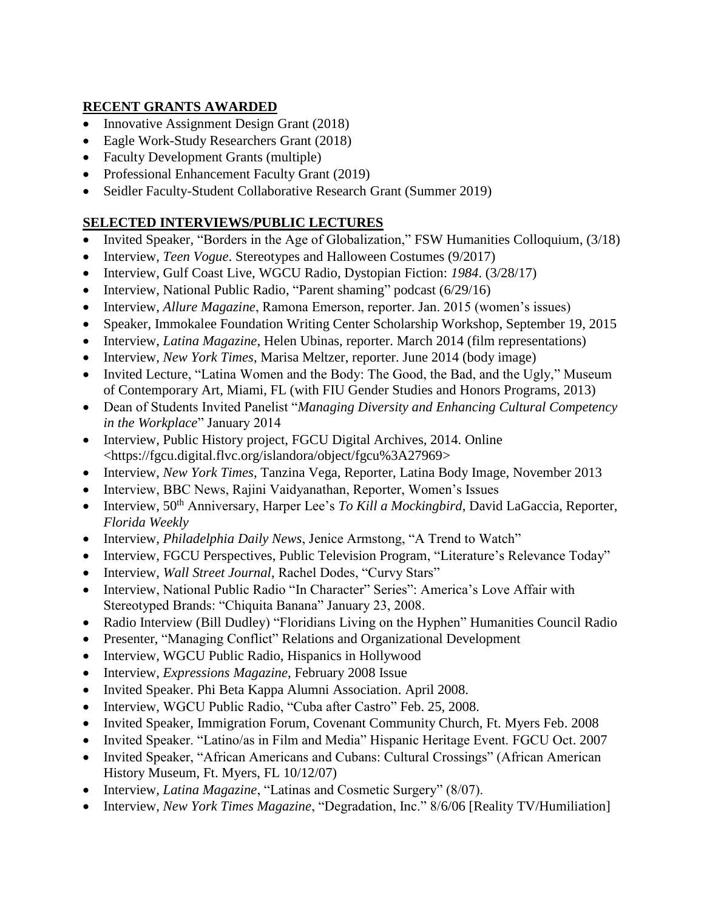## **RECENT GRANTS AWARDED**

- Innovative Assignment Design Grant (2018)
- Eagle Work-Study Researchers Grant (2018)
- Faculty Development Grants (multiple)
- Professional Enhancement Faculty Grant (2019)
- Seidler Faculty-Student Collaborative Research Grant (Summer 2019)

## **SELECTED INTERVIEWS/PUBLIC LECTURES**

- Invited Speaker, "Borders in the Age of Globalization," FSW Humanities Colloquium, (3/18)
- Interview, *Teen Vogue*. Stereotypes and Halloween Costumes (9/2017)
- Interview, Gulf Coast Live, WGCU Radio, Dystopian Fiction: *1984*. (3/28/17)
- Interview, National Public Radio, "Parent shaming" podcast (6/29/16)
- Interview, *Allure Magazine*, Ramona Emerson, reporter. Jan. 2015 (women's issues)
- Speaker, Immokalee Foundation Writing Center Scholarship Workshop, September 19, 2015
- Interview, *Latina Magazine*, Helen Ubinas, reporter. March 2014 (film representations)
- Interview, *New York Times*, Marisa Meltzer, reporter. June 2014 (body image)
- Invited Lecture, "Latina Women and the Body: The Good, the Bad, and the Ugly," Museum of Contemporary Art, Miami, FL (with FIU Gender Studies and Honors Programs, 2013)
- Dean of Students Invited Panelist "*Managing Diversity and Enhancing Cultural Competency in the Workplace*" January 2014
- Interview, Public History project, FGCU Digital Archives, 2014. Online <https://fgcu.digital.flvc.org/islandora/object/fgcu%3A27969>
- Interview, *New York Times*, Tanzina Vega, Reporter, Latina Body Image, November 2013
- Interview, BBC News, Rajini Vaidyanathan, Reporter, Women's Issues
- Interview, 50th Anniversary, Harper Lee's *To Kill a Mockingbird*, David LaGaccia, Reporter, *Florida Weekly*
- Interview, *Philadelphia Daily News*, Jenice Armstong, "A Trend to Watch"
- Interview, FGCU Perspectives, Public Television Program, "Literature's Relevance Today"
- Interview, *Wall Street Journal*, Rachel Dodes, "Curvy Stars"
- Interview, National Public Radio "In Character" Series": America's Love Affair with Stereotyped Brands: "Chiquita Banana" January 23, 2008.
- Radio Interview (Bill Dudley) "Floridians Living on the Hyphen" Humanities Council Radio
- Presenter, "Managing Conflict" Relations and Organizational Development
- Interview, WGCU Public Radio, Hispanics in Hollywood
- Interview, *Expressions Magazine*, February 2008 Issue
- Invited Speaker. Phi Beta Kappa Alumni Association. April 2008.
- Interview, WGCU Public Radio, "Cuba after Castro" Feb. 25, 2008.
- Invited Speaker, Immigration Forum, Covenant Community Church, Ft. Myers Feb. 2008
- Invited Speaker. "Latino/as in Film and Media" Hispanic Heritage Event. FGCU Oct. 2007
- Invited Speaker, "African Americans and Cubans: Cultural Crossings" (African American History Museum, Ft. Myers, FL 10/12/07)
- Interview, *Latina Magazine*, "Latinas and Cosmetic Surgery" (8/07).
- Interview, *New York Times Magazine*, "Degradation, Inc." 8/6/06 [Reality TV/Humiliation]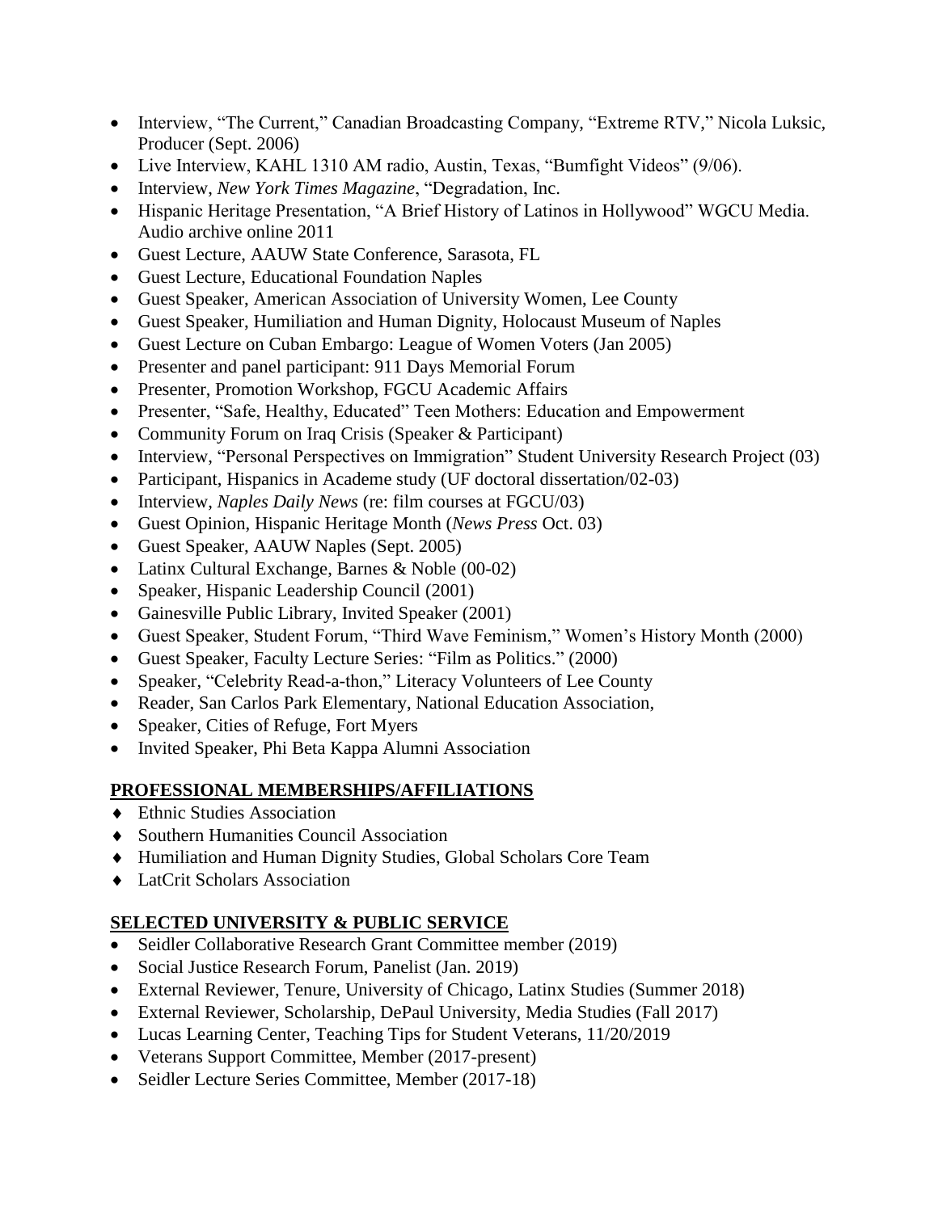- Interview, "The Current," Canadian Broadcasting Company, "Extreme RTV," Nicola Luksic, Producer (Sept. 2006)
- Live Interview, KAHL 1310 AM radio, Austin, Texas, "Bumfight Videos" (9/06).
- Interview, *New York Times Magazine*, "Degradation, Inc.
- Hispanic Heritage Presentation, "A Brief History of Latinos in Hollywood" WGCU Media. Audio archive online 2011
- Guest Lecture, AAUW State Conference, Sarasota, FL
- Guest Lecture, Educational Foundation Naples
- Guest Speaker, American Association of University Women, Lee County
- Guest Speaker, Humiliation and Human Dignity, Holocaust Museum of Naples
- Guest Lecture on Cuban Embargo: League of Women Voters (Jan 2005)
- Presenter and panel participant: 911 Days Memorial Forum
- Presenter, Promotion Workshop, FGCU Academic Affairs
- Presenter, "Safe, Healthy, Educated" Teen Mothers: Education and Empowerment
- Community Forum on Iraq Crisis (Speaker & Participant)
- Interview, "Personal Perspectives on Immigration" Student University Research Project (03)
- Participant, Hispanics in Academe study (UF doctoral dissertation/02-03)
- Interview, *Naples Daily News* (re: film courses at FGCU/03)
- Guest Opinion, Hispanic Heritage Month (*News Press* Oct. 03)
- Guest Speaker, AAUW Naples (Sept. 2005)
- Latinx Cultural Exchange, Barnes & Noble (00-02)
- Speaker, Hispanic Leadership Council (2001)
- Gainesville Public Library, Invited Speaker (2001)
- Guest Speaker, Student Forum, "Third Wave Feminism," Women's History Month (2000)
- Guest Speaker, Faculty Lecture Series: "Film as Politics." (2000)
- Speaker, "Celebrity Read-a-thon," Literacy Volunteers of Lee County
- Reader, San Carlos Park Elementary, National Education Association,
- Speaker, Cities of Refuge, Fort Myers
- Invited Speaker, Phi Beta Kappa Alumni Association

## PROFESSIONAL MEMBERSHIPS/AFFILIATIONS

- Ethnic Studies Association
- Southern Humanities Council Association
- Humiliation and Human Dignity Studies, Global Scholars Core Team
- LatCrit Scholars Association

## SELECTED UNIVERSITY & PUBLIC SERVICE

- Seidler Collaborative Research Grant Committee member (2019)
- Social Justice Research Forum, Panelist (Jan. 2019)
- External Reviewer, Tenure, University of Chicago, Latinx Studies (Summer 2018)
- External Reviewer, Scholarship, DePaul University, Media Studies (Fall 2017)
- Lucas Learning Center, Teaching Tips for Student Veterans, 11/20/2019
- Veterans Support Committee, Member (2017-present)
- Seidler Lecture Series Committee, Member (2017-18)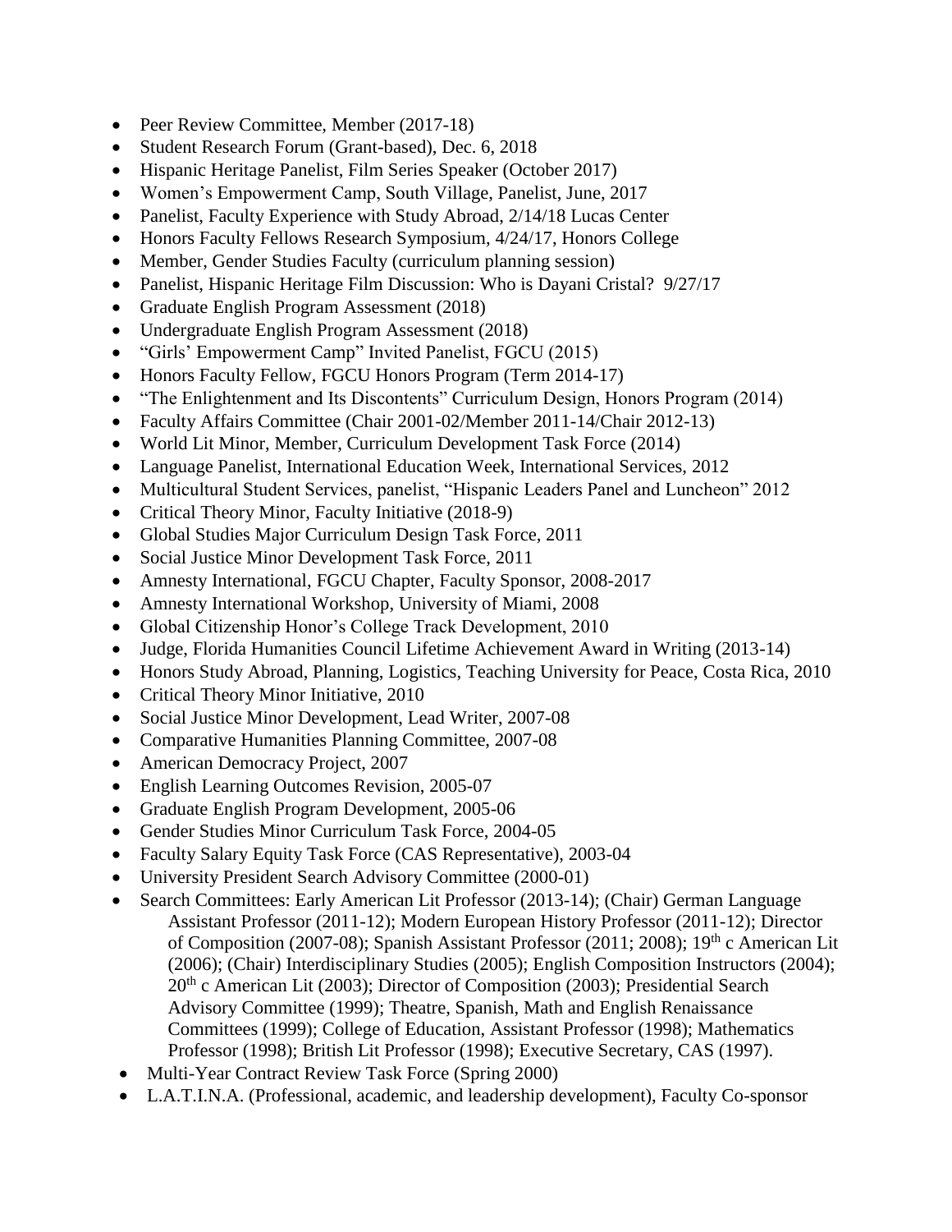- Peer Review Committee, Member (2017-18)
- Student Research Forum (Grant-based), Dec. 6, 2018
- Hispanic Heritage Panelist, Film Series Speaker (October 2017)
- Women's Empowerment Camp, South Village, Panelist, June, 2017
- Panelist, Faculty Experience with Study Abroad, 2/14/18 Lucas Center
- Honors Faculty Fellows Research Symposium, 4/24/17, Honors College
- Member, Gender Studies Faculty (curriculum planning session)
- Panelist, Hispanic Heritage Film Discussion: Who is Dayani Cristal? 9/27/17
- Graduate English Program Assessment (2018)
- Undergraduate English Program Assessment (2018)
- "Girls' Empowerment Camp" Invited Panelist, FGCU (2015)
- Honors Faculty Fellow, FGCU Honors Program (Term 2014-17)
- "The Enlightenment and Its Discontents" Curriculum Design, Honors Program (2014)
- Faculty Affairs Committee (Chair 2001-02/Member 2011-14/Chair 2012-13)
- World Lit Minor, Member, Curriculum Development Task Force (2014)
- Language Panelist, International Education Week, International Services, 2012
- Multicultural Student Services, panelist, "Hispanic Leaders Panel and Luncheon" 2012
- Critical Theory Minor, Faculty Initiative (2018-9)
- Global Studies Major Curriculum Design Task Force, 2011
- Social Justice Minor Development Task Force, 2011
- Amnesty International, FGCU Chapter, Faculty Sponsor, 2008-2017
- Amnesty International Workshop, University of Miami, 2008
- Global Citizenship Honor's College Track Development, 2010
- Judge, Florida Humanities Council Lifetime Achievement Award in Writing (2013-14)
- Honors Study Abroad, Planning, Logistics, Teaching University for Peace, Costa Rica, 2010
- Critical Theory Minor Initiative, 2010
- Social Justice Minor Development, Lead Writer, 2007-08
- Comparative Humanities Planning Committee, 2007-08
- American Democracy Project, 2007
- English Learning Outcomes Revision, 2005-07
- Graduate English Program Development, 2005-06
- Gender Studies Minor Curriculum Task Force, 2004-05
- Faculty Salary Equity Task Force (CAS Representative), 2003-04
- University President Search Advisory Committee (2000-01)
- Search Committees: Early American Lit Professor (2013-14); (Chair) German Language Assistant Professor (2011-12); Modern European History Professor (2011-12); Director of Composition (2007-08); Spanish Assistant Professor (2011; 2008); 19th c American Lit (2006); (Chair) Interdisciplinary Studies (2005); English Composition Instructors (2004); 20th c American Lit (2003); Director of Composition (2003); Presidential Search Advisory Committee (1999); Theatre, Spanish, Math and English Renaissance Committees (1999); College of Education, Assistant Professor (1998); Mathematics Professor (1998); British Lit Professor (1998); Executive Secretary, CAS (1997).
- Multi-Year Contract Review Task Force (Spring 2000)
- L.A.T.I.N.A. (Professional, academic, and leadership development), Faculty Co-sponsor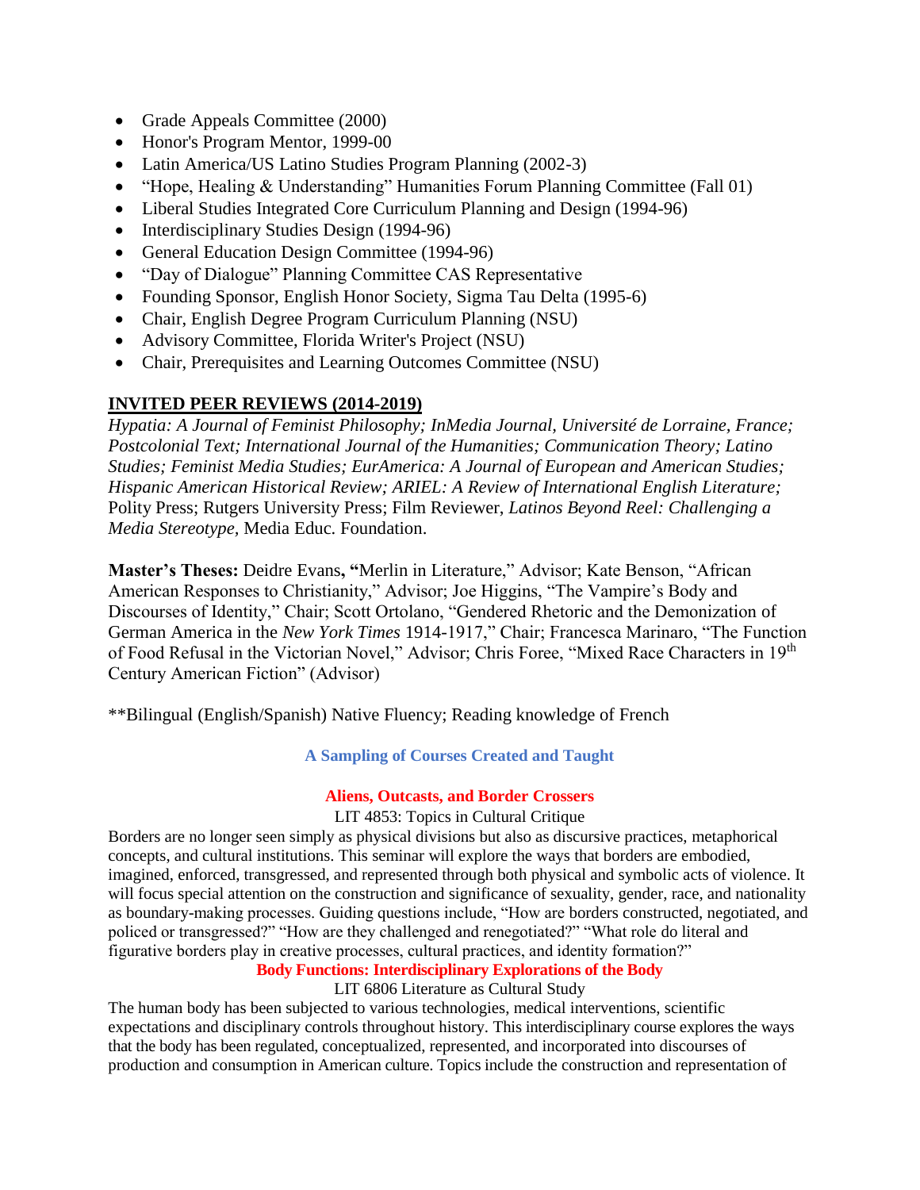- Grade Appeals Committee (2000)
- Honor's Program Mentor, 1999-00
- Latin America/US Latino Studies Program Planning (2002-3)
- "Hope, Healing & Understanding" Humanities Forum Planning Committee (Fall 01)
- Liberal Studies Integrated Core Curriculum Planning and Design (1994-96)
- Interdisciplinary Studies Design (1994-96)
- General Education Design Committee (1994-96)
- "Day of Dialogue" Planning Committee CAS Representative
- Founding Sponsor, English Honor Society, Sigma Tau Delta (1995-6)
- Chair, English Degree Program Curriculum Planning (NSU)
- Advisory Committee, Florida Writer's Project (NSU)
- Chair, Prerequisites and Learning Outcomes Committee (NSU)

## INVITED PEER REVIEWS (2014-2019)

*Hypatia: A Journal of Feminist Philosophy; InMedia Journal, Université de Lorraine, France; Postcolonial Text; International Journal of the Humanities; Communication Theory; Latino Studies; Feminist Media Studies; EurAmerica: A Journal of European and American Studies; Hispanic American Historical Review; ARIEL: A Review of International English Literature;* Polity Press; Rutgers University Press; Film Reviewer, *Latinos Beyond Reel: Challenging a Media Stereotype*, Media Educ. Foundation.

**Master's Theses:** Deidre Evans**, "**Merlin in Literature," Advisor; Kate Benson, "African American Responses to Christianity," Advisor; Joe Higgins, "The Vampire's Body and Discourses of Identity," Chair; Scott Ortolano, "Gendered Rhetoric and the Demonization of German America in the *New York Times* 1914-1917," Chair; Francesca Marinaro, "The Function of Food Refusal in the Victorian Novel," Advisor; Chris Foree, "Mixed Race Characters in 19th Century American Fiction" (Advisor)

**Bilingual (English/Spanish) Native Fluency; Reading knowledge of French

### A Sampling of Courses Created and Taught

#### Aliens, Outcasts, and Border Crossers

LIT 4853: Topics in Cultural Critique

Borders are no longer seen simply as physical divisions but also as discursive practices, metaphorical concepts, and cultural institutions. This seminar will explore the ways that borders are embodied, imagined, enforced, transgressed, and represented through both physical and symbolic acts of violence. It will focus special attention on the construction and significance of sexuality, gender, race, and nationality as boundary-making processes. Guiding questions include, "How are borders constructed, negotiated, and policed or transgressed?" "How are they challenged and renegotiated?" "What role do literal and figurative borders play in creative processes, cultural practices, and identity formation?"

#### Body Functions: Interdisciplinary Explorations of the Body

LIT 6806 Literature as Cultural Study

The human body has been subjected to various technologies, medical interventions, scientific expectations and disciplinary controls throughout history. This interdisciplinary course explores the ways that the body has been regulated, conceptualized, represented, and incorporated into discourses of production and consumption in American culture. Topics include the construction and representation of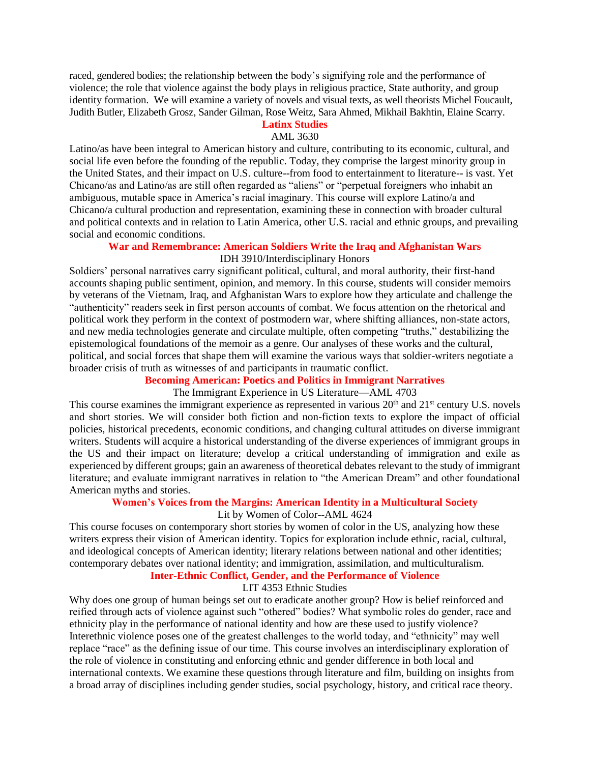raced, gendered bodies; the relationship between the body's signifying role and the performance of violence; the role that violence against the body plays in religious practice, State authority, and group identity formation. We will examine a variety of novels and visual texts, as well theorists Michel Foucault, Judith Butler, Elizabeth Grosz, Sander Gilman, Rose Weitz, Sara Ahmed, Mikhail Bakhtin, Elaine Scarry.

### Latinx Studies

AML 3630

Latino/as have been integral to American history and culture, contributing to its economic, cultural, and social life even before the founding of the republic. Today, they comprise the largest minority group in the United States, and their impact on U.S. culture--from food to entertainment to literature-- is vast. Yet Chicano/as and Latino/as are still often regarded as "aliens" or "perpetual foreigners who inhabit an ambiguous, mutable space in America's racial imaginary. This course will explore Latino/a and Chicano/a cultural production and representation, examining these in connection with broader cultural and political contexts and in relation to Latin America, other U.S. racial and ethnic groups, and prevailing social and economic conditions.

### War and Remembrance: American Soldiers Write the Iraq and Afghanistan Wars

IDH 3910/Interdisciplinary Honors

Soldiers' personal narratives carry significant political, cultural, and moral authority, their first-hand accounts shaping public sentiment, opinion, and memory. In this course, students will consider memoirs by veterans of the Vietnam, Iraq, and Afghanistan Wars to explore how they articulate and challenge the "authenticity" readers seek in first person accounts of combat. We focus attention on the rhetorical and political work they perform in the context of postmodern war, where shifting alliances, non-state actors, and new media technologies generate and circulate multiple, often competing "truths," destabilizing the epistemological foundations of the memoir as a genre. Our analyses of these works and the cultural, political, and social forces that shape them will examine the various ways that soldier-writers negotiate a broader crisis of truth as witnesses of and participants in traumatic conflict.

### Becoming American: Poetics and Politics in Immigrant Narratives

The Immigrant Experience in US Literature—AML 4703

This course examines the immigrant experience as represented in various 20th and 21st century U.S. novels and short stories. We will consider both fiction and non-fiction texts to explore the impact of official policies, historical precedents, economic conditions, and changing cultural attitudes on diverse immigrant writers. Students will acquire a historical understanding of the diverse experiences of immigrant groups in the US and their impact on literature; develop a critical understanding of immigration and exile as experienced by different groups; gain an awareness of theoretical debates relevant to the study of immigrant literature; and evaluate immigrant narratives in relation to "the American Dream" and other foundational American myths and stories.

### Women's Voices from the Margins: American Identity in a Multicultural Society

Lit by Women of Color--AML 4624

This course focuses on contemporary short stories by women of color in the US, analyzing how these writers express their vision of American identity. Topics for exploration include ethnic, racial, cultural, and ideological concepts of American identity; literary relations between national and other identities; contemporary debates over national identity; and immigration, assimilation, and multiculturalism.

### Inter-Ethnic Conflict, Gender, and the Performance of Violence

LIT 4353 Ethnic Studies

Why does one group of human beings set out to eradicate another group? How is belief reinforced and reified through acts of violence against such "othered" bodies? What symbolic roles do gender, race and ethnicity play in the performance of national identity and how are these used to justify violence? Interethnic violence poses one of the greatest challenges to the world today, and "ethnicity" may well replace "race" as the defining issue of our time. This course involves an interdisciplinary exploration of the role of violence in constituting and enforcing ethnic and gender difference in both local and international contexts. We examine these questions through literature and film, building on insights from a broad array of disciplines including gender studies, social psychology, history, and critical race theory.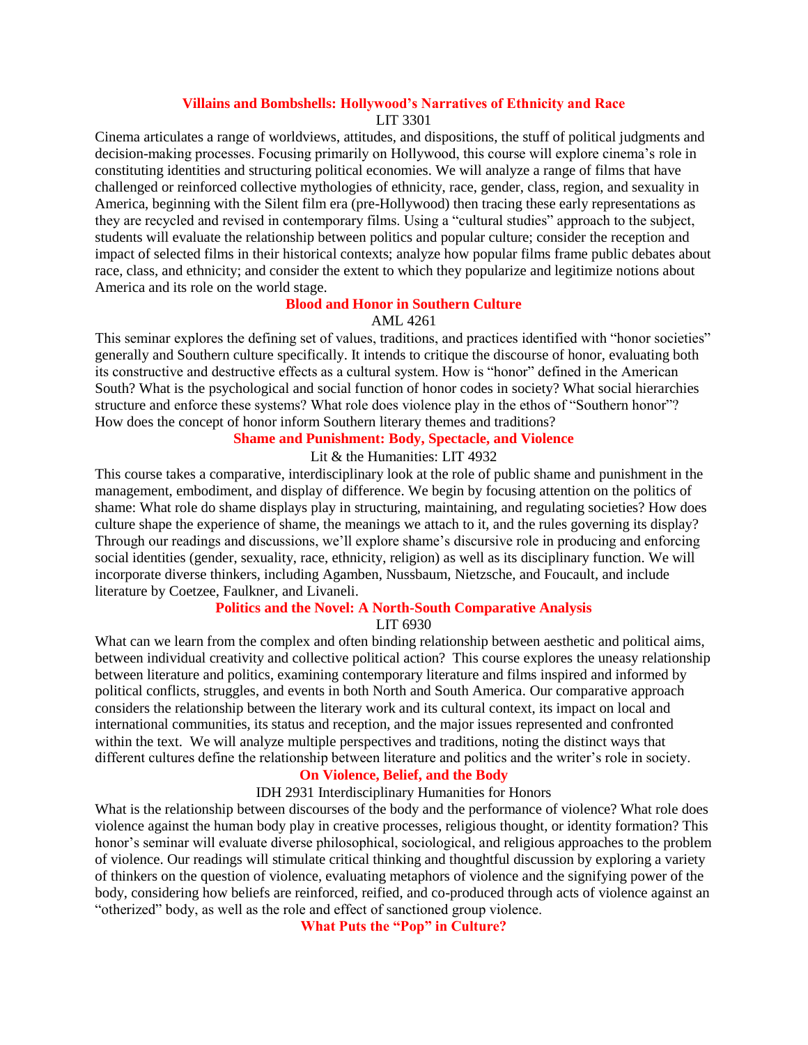### Villains and Bombshells: Hollywood's Narratives of Ethnicity and Race

LIT 3301

Cinema articulates a range of worldviews, attitudes, and dispositions, the stuff of political judgments and decision-making processes. Focusing primarily on Hollywood, this course will explore cinema's role in constituting identities and structuring political economies. We will analyze a range of films that have challenged or reinforced collective mythologies of ethnicity, race, gender, class, region, and sexuality in America, beginning with the Silent film era (pre-Hollywood) then tracing these early representations as they are recycled and revised in contemporary films. Using a "cultural studies" approach to the subject, students will evaluate the relationship between politics and popular culture; consider the reception and impact of selected films in their historical contexts; analyze how popular films frame public debates about race, class, and ethnicity; and consider the extent to which they popularize and legitimize notions about America and its role on the world stage.

### Blood and Honor in Southern Culture

AML 4261

This seminar explores the defining set of values, traditions, and practices identified with "honor societies" generally and Southern culture specifically. It intends to critique the discourse of honor, evaluating both its constructive and destructive effects as a cultural system. How is "honor" defined in the American South? What is the psychological and social function of honor codes in society? What social hierarchies structure and enforce these systems? What role does violence play in the ethos of "Southern honor"? How does the concept of honor inform Southern literary themes and traditions?

### Shame and Punishment: Body, Spectacle, and Violence

Lit & the Humanities: LIT 4932

This course takes a comparative, interdisciplinary look at the role of public shame and punishment in the management, embodiment, and display of difference. We begin by focusing attention on the politics of shame: What role do shame displays play in structuring, maintaining, and regulating societies? How does culture shape the experience of shame, the meanings we attach to it, and the rules governing its display? Through our readings and discussions, we'll explore shame's discursive role in producing and enforcing social identities (gender, sexuality, race, ethnicity, religion) as well as its disciplinary function. We will incorporate diverse thinkers, including Agamben, Nussbaum, Nietzsche, and Foucault, and include literature by Coetzee, Faulkner, and Livaneli.

### Politics and the Novel: A North-South Comparative Analysis

LIT 6930

What can we learn from the complex and often binding relationship between aesthetic and political aims, between individual creativity and collective political action? This course explores the uneasy relationship between literature and politics, examining contemporary literature and films inspired and informed by political conflicts, struggles, and events in both North and South America. Our comparative approach considers the relationship between the literary work and its cultural context, its impact on local and international communities, its status and reception, and the major issues represented and confronted within the text. We will analyze multiple perspectives and traditions, noting the distinct ways that different cultures define the relationship between literature and politics and the writer's role in society.

### On Violence, Belief, and the Body

IDH 2931 Interdisciplinary Humanities for Honors

What is the relationship between discourses of the body and the performance of violence? What role does violence against the human body play in creative processes, religious thought, or identity formation? This honor's seminar will evaluate diverse philosophical, sociological, and religious approaches to the problem of violence. Our readings will stimulate critical thinking and thoughtful discussion by exploring a variety of thinkers on the question of violence, evaluating metaphors of violence and the signifying power of the body, considering how beliefs are reinforced, reified, and co-produced through acts of violence against an "otherized" body, as well as the role and effect of sanctioned group violence.

### What Puts the "Pop" in Culture?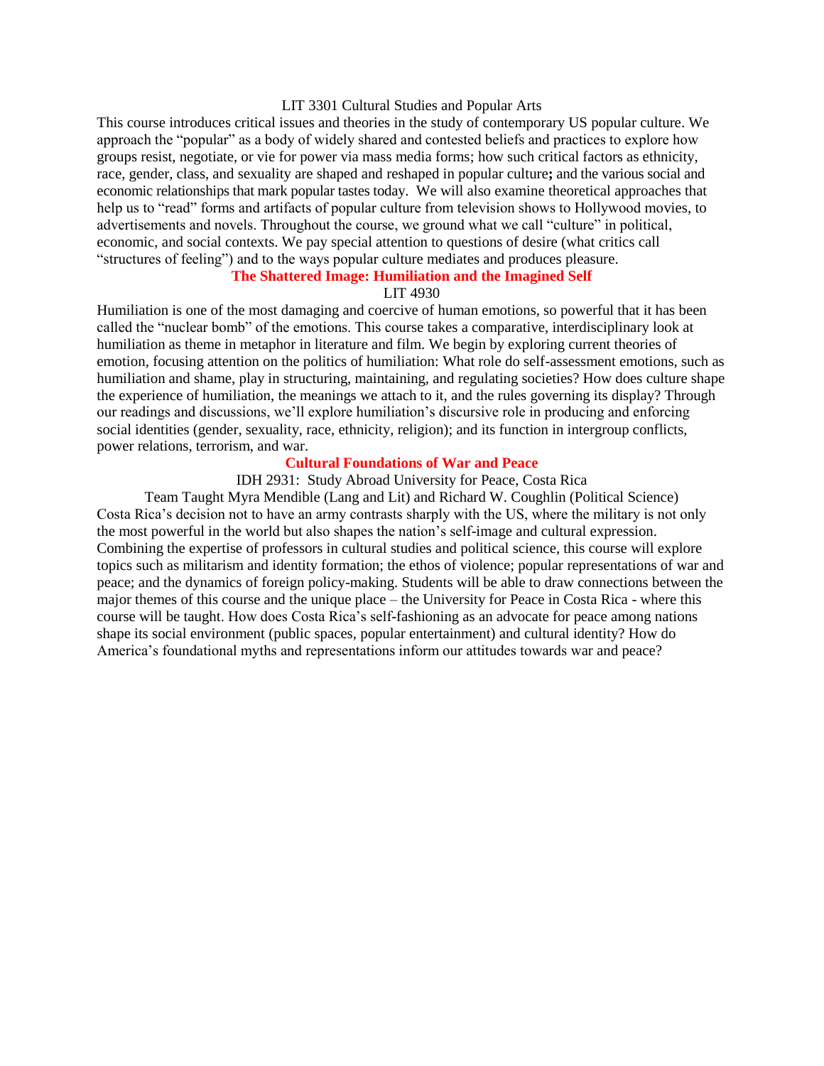LIT 3301 Cultural Studies and Popular Arts

This course introduces critical issues and theories in the study of contemporary US popular culture. We approach the "popular" as a body of widely shared and contested beliefs and practices to explore how groups resist, negotiate, or vie for power via mass media forms; how such critical factors as ethnicity, race, gender, class, and sexuality are shaped and reshaped in popular culture**;** and the various social and economic relationships that mark popular tastes today. We will also examine theoretical approaches that help us to "read" forms and artifacts of popular culture from television shows to Hollywood movies, to advertisements and novels. Throughout the course, we ground what we call "culture" in political, economic, and social contexts. We pay special attention to questions of desire (what critics call "structures of feeling") and to the ways popular culture mediates and produces pleasure.

**The Shattered Image: Humiliation and the Imagined Self**

LIT 4930

Humiliation is one of the most damaging and coercive of human emotions, so powerful that it has been called the "nuclear bomb" of the emotions. This course takes a comparative, interdisciplinary look at humiliation as theme in metaphor in literature and film. We begin by exploring current theories of emotion, focusing attention on the politics of humiliation: What role do self-assessment emotions, such as humiliation and shame, play in structuring, maintaining, and regulating societies? How does culture shape the experience of humiliation, the meanings we attach to it, and the rules governing its display? Through our readings and discussions, we'll explore humiliation's discursive role in producing and enforcing social identities (gender, sexuality, race, ethnicity, religion); and its function in intergroup conflicts, power relations, terrorism, and war.

**Cultural Foundations of War and Peace**

IDH 2931: Study Abroad University for Peace, Costa Rica

Team Taught Myra Mendible (Lang and Lit) and Richard W. Coughlin (Political Science)

Costa Rica's decision not to have an army contrasts sharply with the US, where the military is not only the most powerful in the world but also shapes the nation's self-image and cultural expression. Combining the expertise of professors in cultural studies and political science, this course will explore topics such as militarism and identity formation; the ethos of violence; popular representations of war and peace; and the dynamics of foreign policy-making. Students will be able to draw connections between the major themes of this course and the unique place – the University for Peace in Costa Rica - where this course will be taught. How does Costa Rica's self-fashioning as an advocate for peace among nations shape its social environment (public spaces, popular entertainment) and cultural identity? How do America's foundational myths and representations inform our attitudes towards war and peace?